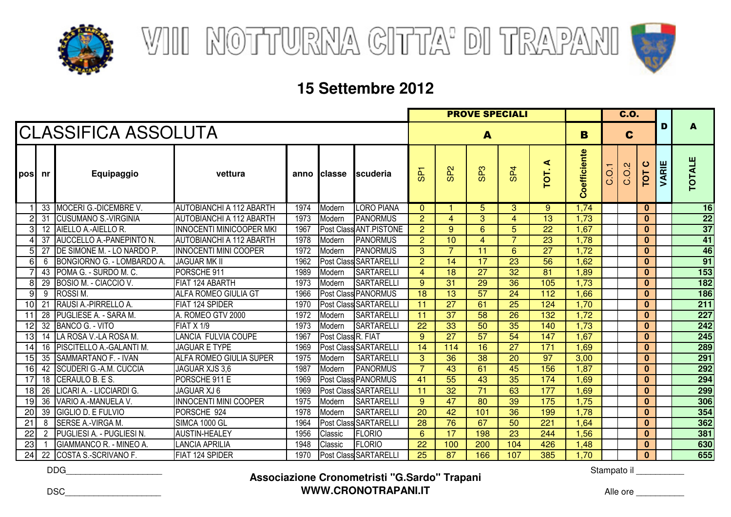# VIII NOTTURNA CITTA' DI TRAPANI

## 15 Settembre 2012

## CLASSIFICA ASSOLUTA

| | | | | | | | PROVE SPECIALI | | | | | | C.O. | | | D | A |
|---|---|---|---|---|---|---|---|---|---|---|---|---|---|---|---|---|---|
| | | | | | | | A | | | | | B | C | | | | |
| pos | nr | Equipaggio | vettura | anno | classe | scuderia | SP1 | SP2 | SP3 | SP4 | TOT. A | Coefficiente | C.O.1 | C.O.2 | TOT C | VARIE | TOTALE |
| 1 | 33 | MOCERI G.-DICEMBRE V. | AUTOBIANCHI A 112 ABARTH | 1974 | Modern | LORO PIANA | 0 | 1 | 5 | 3 | 9 | 1,74 | | | 0 | | 16 |
| 2 | 31 | CUSUMANO S.-VIRGINIA | AUTOBIANCHI A 112 ABARTH | 1973 | Modern | PANORMUS | 2 | 4 | 3 | 4 | 13 | 1,73 | | | 0 | | 22 |
| 3 | 12 | AIELLO A.-AIELLO R. | INNOCENTI MINICOOPER MKI | 1967 | Post Class | ANT.PISTONE | 2 | 9 | 6 | 5 | 22 | 1,67 | | | 0 | | 37 |
| 4 | 37 | AUCCELLO A.-PANEPINTO N. | AUTOBIANCHI A 112 ABARTH | 1978 | Modern | PANORMUS | 2 | 10 | 4 | 7 | 23 | 1,78 | | | 0 | | 41 |
| 5 | 27 | DE SIMONE M. - LO NARDO P. | INNOCENTI MINI COOPER | 1972 | Modern | PANORMUS | 3 | 7 | 11 | 6 | 27 | 1,72 | | | 0 | | 46 |
| 6 | 6 | BONGIORNO G. - LOMBARDO A. | JAGUAR MK II | 1962 | Post Class | SARTARELLI | 2 | 14 | 17 | 23 | 56 | 1,62 | | | 0 | | 91 |
| 7 | 43 | POMA G. - SURDO M. C. | PORSCHE 911 | 1989 | Modern | SARTARELLI | 4 | 18 | 27 | 32 | 81 | 1,89 | | | 0 | | 153 |
| 8 | 29 | BOSIO M. - CIACCIO V. | FIAT 124 ABARTH | 1973 | Modern | SARTARELLI | 9 | 31 | 29 | 36 | 105 | 1,73 | | | 0 | | 182 |
| 9 | 9 | ROSSI M. | ALFA ROMEO GIULIA GT | 1966 | Post Class | PANORMUS | 18 | 13 | 57 | 24 | 112 | 1,66 | | | 0 | | 186 |
| 10 | 21 | RAUSI A.-PIRRELLO A. | FIAT 124 SPIDER | 1970 | Post Class | SARTARELLI | 11 | 27 | 61 | 25 | 124 | 1,70 | | | 0 | | 211 |
| 11 | 28 | PUGLIESE A. - SARA M. | A. ROMEO GTV 2000 | 1972 | Modern | SARTARELLI | 11 | 37 | 58 | 26 | 132 | 1,72 | | | 0 | | 227 |
| 12 | 32 | BANCO G. - VITO | FIAT X 1/9 | 1973 | Modern | SARTARELLI | 22 | 33 | 50 | 35 | 140 | 1,73 | | | 0 | | 242 |
| 13 | 14 | LA ROSA V.-LA ROSA M. | LANCIA FULVIA COUPE | 1967 | Post Class | R. FIAT | 9 | 27 | 57 | 54 | 147 | 1,67 | | | 0 | | 245 |
| 14 | 16 | PISCITELLO A.-GALANTI M. | JAGUAR E TYPE | 1969 | Post Class | SARTARELLI | 14 | 114 | 16 | 27 | 171 | 1,69 | | | 0 | | 289 |
| 15 | 35 | SAMMARTANO F. - IVAN | ALFA ROMEO GIULIA SUPER | 1975 | Modern | SARTARELLI | 3 | 36 | 38 | 20 | 97 | 3,00 | | | 0 | | 291 |
| 16 | 42 | SCUDERI G.-A.M. CUCCIA | JAGUAR XJS 3,6 | 1987 | Modern | PANORMUS | 7 | 43 | 61 | 45 | 156 | 1,87 | | | 0 | | 292 |
| 17 | 18 | CERAULO B. E S. | PORSCHE 911 E | 1969 | Post Class | PANORMUS | 41 | 55 | 43 | 35 | 174 | 1,69 | | | 0 | | 294 |
| 18 | 26 | LICARI A. - LICCIARDI G. | JAGUAR XJ 6 | 1969 | Post Class | SARTARELLI | 11 | 32 | 71 | 63 | 177 | 1,69 | | | 0 | | 299 |
| 19 | 36 | VARIO A.-MANUELA V. | INNOCENTI MINI COOPER | 1975 | Modern | SARTARELLI | 9 | 47 | 80 | 39 | 175 | 1,75 | | | 0 | | 306 |
| 20 | 39 | GIGLIO D. E FULVIO | PORSCHE 924 | 1978 | Modern | SARTARELLI | 20 | 42 | 101 | 36 | 199 | 1,78 | | | 0 | | 354 |
| 21 | 8 | SERSE A.-VIRGA M. | SIMCA 1000 GL | 1964 | Post Class | SARTARELLI | 28 | 76 | 67 | 50 | 221 | 1,64 | | | 0 | | 362 |
| 22 | 2 | PUGLIESI A. - PUGLIESI N. | AUSTIN-HEALEY | 1956 | Classic | FLORIO | 6 | 17 | 198 | 23 | 244 | 1,56 | | | 0 | | 381 |
| 23 | 1 | GIAMMANCO R. - MINEO A. | LANCIA APRILIA | 1948 | Classic | FLORIO | 22 | 100 | 200 | 104 | 426 | 1,48 | | | 0 | | 630 |
| 24 | 22 | COSTA S.-SCRIVANO F. | FIAT 124 SPIDER | 1970 | Post Class | SARTARELLI | 25 | 87 | 166 | 107 | 385 | 1,70 | | | 0 | | 655 |

DDG____________________

DSC____________________

**Associazione Cronometristi "G.Sardo" Trapani**
**WWW.CRONOTRAPANI.IT**

Stampato il __________

Alle ore __________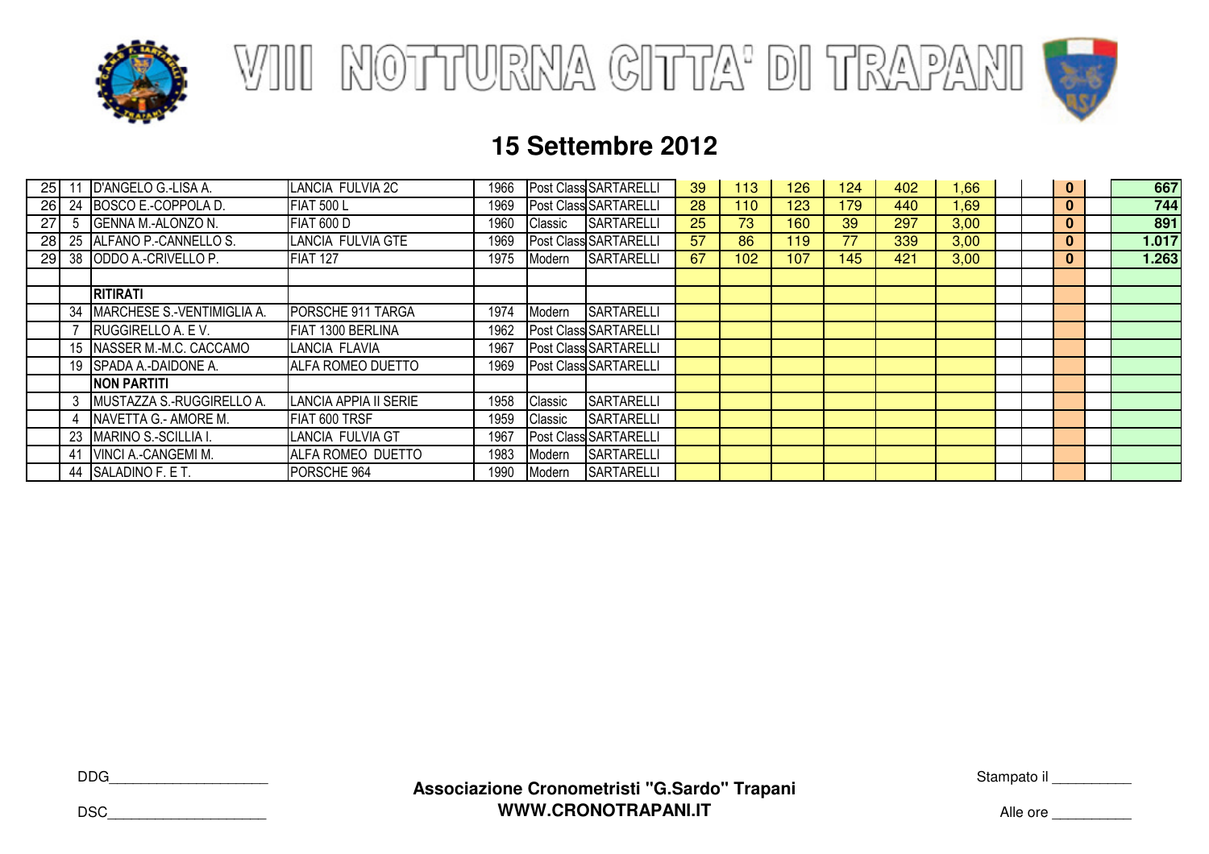# VIII NOTTURNA CITTA' DI TRAPANI

## 15 Settembre 2012

| | | | | | | | | | | | | | | | | | |
|---|---|---|---|---|---|---|---|---|---|---|---|---|---|---|---|---|---|
| 25 | 11 | D'ANGELO G.-LISA A. | LANCIA FULVIA 2C | 1966 | Post Class | SARTARELLI | 39 | 113 | 126 | 124 | 402 | 1,66 | | | 0 | | 667 |
| 26 | 24 | BOSCO E.-COPPOLA D. | FIAT 500 L | 1969 | Post Class | SARTARELLI | 28 | 110 | 123 | 179 | 440 | 1,69 | | | 0 | | 744 |
| 27 | 5 | GENNA M.-ALONZO N. | FIAT 600 D | 1960 | Classic | SARTARELLI | 25 | 73 | 160 | 39 | 297 | 3,00 | | | 0 | | 891 |
| 28 | 25 | ALFANO P.-CANNELLO S. | LANCIA FULVIA GTE | 1969 | Post Class | SARTARELLI | 57 | 86 | 119 | 77 | 339 | 3,00 | | | 0 | | 1.017 |
| 29 | 38 | ODDO A.-CRIVELLO P. | FIAT 127 | 1975 | Modern | SARTARELLI | 67 | 102 | 107 | 145 | 421 | 3,00 | | | 0 | | 1.263 |
| | | | | | | | | | | | | | | | | | |
| | | **RITIRATI** | | | | | | | | | | | | | | | |
| | 34 | MARCHESE S.-VENTIMIGLIA A. | PORSCHE 911 TARGA | 1974 | Modern | SARTARELLI | | | | | | | | | | | |
| | 7 | RUGGIRELLO A. E V. | FIAT 1300 BERLINA | 1962 | Post Class | SARTARELLI | | | | | | | | | | | |
| | 15 | NASSER M.-M.C. CACCAMO | LANCIA FLAVIA | 1967 | Post Class | SARTARELLI | | | | | | | | | | | |
| | 19 | SPADA A.-DAIDONE A. | ALFA ROMEO DUETTO | 1969 | Post Class | SARTARELLI | | | | | | | | | | | |
| | | **NON PARTITI** | | | | | | | | | | | | | | | |
| | 3 | MUSTAZZA S.-RUGGIRELLO A. | LANCIA APPIA II SERIE | 1958 | Classic | SARTARELLI | | | | | | | | | | | |
| | 4 | NAVETTA G.- AMORE M. | FIAT 600 TRSF | 1959 | Classic | SARTARELLI | | | | | | | | | | | |
| | 23 | MARINO S.-SCILLIA I. | LANCIA FULVIA GT | 1967 | Post Class | SARTARELLI | | | | | | | | | | | |
| | 41 | VINCI A.-CANGEMI M. | ALFA ROMEO DUETTO | 1983 | Modern | SARTARELLI | | | | | | | | | | | |
| | 44 | SALADINO F. E T. | PORSCHE 964 | 1990 | Modern | SARTARELLI | | | | | | | | | | | |

DDG____________________

DSC____________________

**Associazione Cronometristi "G.Sardo" Trapani**
**WWW.CRONOTRAPANI.IT**

Stampato il __________

Alle ore __________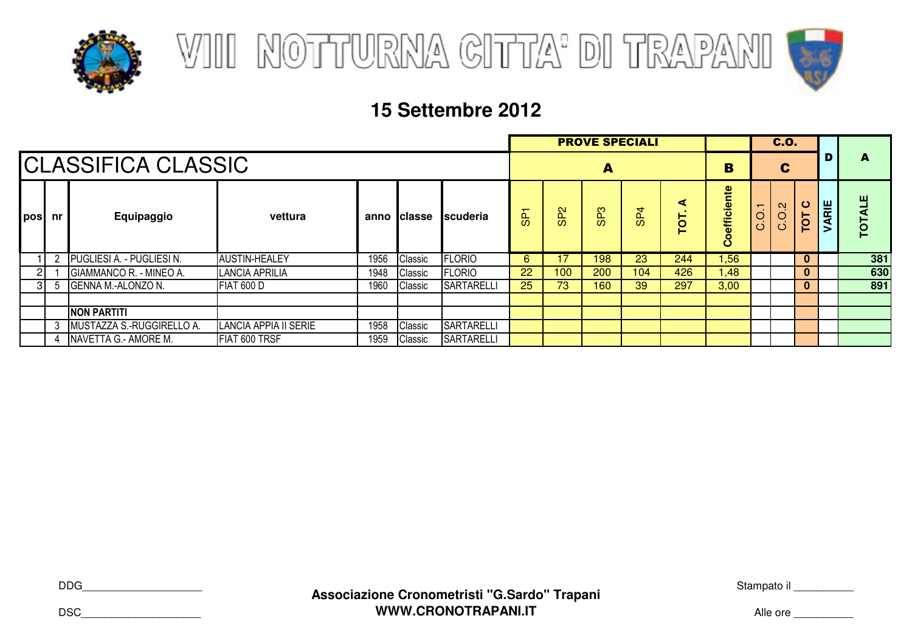# VIII NOTTURNA CITTA' DI TRAPANI

## 15 Settembre 2012

## CLASSIFICA CLASSIC

| | | | | | | | PROVE SPECIALI | | | | | | C.O. | | | D | A |
|---|---|---|---|---|---|---|---|---|---|---|---|---|---|---|---|---|---|
| | | | | | | | A | | | | | B | C | | | | |
| pos | nr | Equipaggio | vettura | anno | classe | scuderia | SP1 | SP2 | SP3 | SP4 | TOT. A | Coefficiente | C.O.1 | C.O.2 | TOT C | VARIE | TOTALE |
| 1 | 2 | PUGLIESI A. - PUGLIESI N. | AUSTIN-HEALEY | 1956 | Classic | FLORIO | 6 | 17 | 198 | 23 | 244 | 1,56 | | | 0 | | 381 |
| 2 | 1 | GIAMMANCO R. - MINEO A. | LANCIA APRILIA | 1948 | Classic | FLORIO | 22 | 100 | 200 | 104 | 426 | 1,48 | | | 0 | | 630 |
| 3 | 5 | GENNA M.-ALONZO N. | FIAT 600 D | 1960 | Classic | SARTARELLI | 25 | 73 | 160 | 39 | 297 | 3,00 | | | 0 | | 891 |
| | | | | | | | | | | | | | | | | | |
| | | **NON PARTITI** | | | | | | | | | | | | | | | |
| | 3 | MUSTAZZA S.-RUGGIRELLO A. | LANCIA APPIA II SERIE | 1958 | Classic | SARTARELLI | | | | | | | | | | | |
| | 4 | NAVETTA G.- AMORE M. | FIAT 600 TRSF | 1959 | Classic | SARTARELLI | | | | | | | | | | | |

DDG____________________

DSC____________________

**Associazione Cronometristi "G.Sardo" Trapani**
**WWW.CRONOTRAPANI.IT**

Stampato il __________

Alle ore __________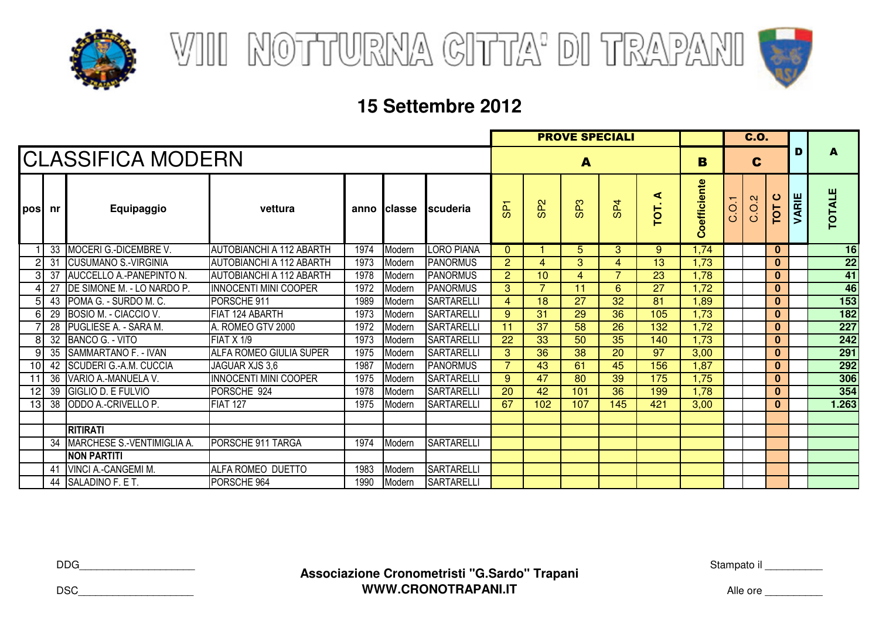# VIII NOTTURNA CITTA' DI TRAPANI

## 15 Settembre 2012

| | | | | | | | PROVE SPECIALI | | | | | | C.O. | | | | |
|---|---|---|---|---|---|---|---|---|---|---|---|---|---|---|---|---|---|
| **CLASSIFICA MODERN** | | | | | | | A | | | | | B | C | | | D | A |
| pos | nr | Equipaggio | vettura | anno | classe | scuderia | SP1 | SP2 | SP3 | SP4 | TOT. A | Coefficiente | C.O.1 | C.O.2 | TOT C | VARIE | TOTALE |
| 1 | 33 | MOCERI G.-DICEMBRE V. | AUTOBIANCHI A 112 ABARTH | 1974 | Modern | LORO PIANA | 0 | 1 | 5 | 3 | 9 | 1,74 | | | 0 | | 16 |
| 2 | 31 | CUSUMANO S.-VIRGINIA | AUTOBIANCHI A 112 ABARTH | 1973 | Modern | PANORMUS | 2 | 4 | 3 | 4 | 13 | 1,73 | | | 0 | | 22 |
| 3 | 37 | AUCCELLO A.-PANEPINTO N. | AUTOBIANCHI A 112 ABARTH | 1978 | Modern | PANORMUS | 2 | 10 | 4 | 7 | 23 | 1,78 | | | 0 | | 41 |
| 4 | 27 | DE SIMONE M. - LO NARDO P. | INNOCENTI MINI COOPER | 1972 | Modern | PANORMUS | 3 | 7 | 11 | 6 | 27 | 1,72 | | | 0 | | 46 |
| 5 | 43 | POMA G. - SURDO M. C. | PORSCHE 911 | 1989 | Modern | SARTARELLI | 4 | 18 | 27 | 32 | 81 | 1,89 | | | 0 | | 153 |
| 6 | 29 | BOSIO M. - CIACCIO V. | FIAT 124 ABARTH | 1973 | Modern | SARTARELLI | 9 | 31 | 29 | 36 | 105 | 1,73 | | | 0 | | 182 |
| 7 | 28 | PUGLIESE A. - SARA M. | A. ROMEO GTV 2000 | 1972 | Modern | SARTARELLI | 11 | 37 | 58 | 26 | 132 | 1,72 | | | 0 | | 227 |
| 8 | 32 | BANCO G. - VITO | FIAT X 1/9 | 1973 | Modern | SARTARELLI | 22 | 33 | 50 | 35 | 140 | 1,73 | | | 0 | | 242 |
| 9 | 35 | SAMMARTANO F. - IVAN | ALFA ROMEO GIULIA SUPER | 1975 | Modern | SARTARELLI | 3 | 36 | 38 | 20 | 97 | 3,00 | | | 0 | | 291 |
| 10 | 42 | SCUDERI G.-A.M. CUCCIA | JAGUAR XJS 3,6 | 1987 | Modern | PANORMUS | 7 | 43 | 61 | 45 | 156 | 1,87 | | | 0 | | 292 |
| 11 | 36 | VARIO A.-MANUELA V. | INNOCENTI MINI COOPER | 1975 | Modern | SARTARELLI | 9 | 47 | 80 | 39 | 175 | 1,75 | | | 0 | | 306 |
| 12 | 39 | GIGLIO D. E FULVIO | PORSCHE 924 | 1978 | Modern | SARTARELLI | 20 | 42 | 101 | 36 | 199 | 1,78 | | | 0 | | 354 |
| 13 | 38 | ODDO A.-CRIVELLO P. | FIAT 127 | 1975 | Modern | SARTARELLI | 67 | 102 | 107 | 145 | 421 | 3,00 | | | 0 | | 1.263 |
| | | | | | | | | | | | | | | | | | |
| | | **RITIRATI** | | | | | | | | | | | | | | | |
| | 34 | MARCHESE S.-VENTIMIGLIA A. | PORSCHE 911 TARGA | 1974 | Modern | SARTARELLI | | | | | | | | | | | |
| | | **NON PARTITI** | | | | | | | | | | | | | | | |
| | 41 | VINCI A.-CANGEMI M. | ALFA ROMEO DUETTO | 1983 | Modern | SARTARELLI | | | | | | | | | | | |
| | 44 | SALADINO F. E T. | PORSCHE 964 | 1990 | Modern | SARTARELLI | | | | | | | | | | | |

DDG____________________

DSC____________________

**Associazione Cronometristi "G.Sardo" Trapani**
**WWW.CRONOTRAPANI.IT**

Stampato il __________

Alle ore __________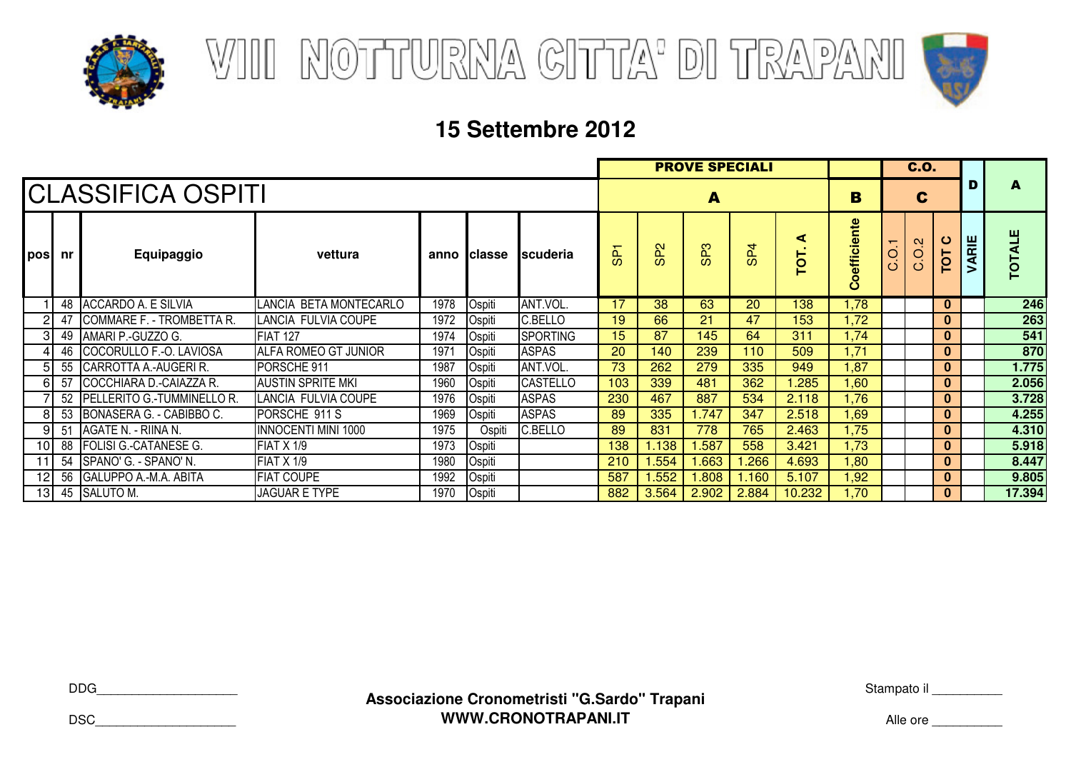# VIII NOTTURNA CITTA' DI TRAPANI

## 15 Settembre 2012

## CLASSIFICA OSPITI

| | | | | | | | PROVE SPECIALI | | | | | | C.O. | | | D | A |
|---|---|---|---|---|---|---|---|---|---|---|---|---|---|---|---|---|---|
| | | | | | | | A | | | | | B | C | | | | |
| pos | nr | Equipaggio | vettura | anno | classe | scuderia | SP1 | SP2 | SP3 | SP4 | TOT. A | Coefficiente | C.O.1 | C.O.2 | TOT C | VARIE | TOTALE |
| 1 | 48 | ACCARDO A. E SILVIA | LANCIA BETA MONTECARLO | 1978 | Ospiti | ANT.VOL. | 17 | 38 | 63 | 20 | 138 | 1,78 | | | 0 | | 246 |
| 2 | 47 | COMMARE F. - TROMBETTA R. | LANCIA FULVIA COUPE | 1972 | Ospiti | C.BELLO | 19 | 66 | 21 | 47 | 153 | 1,72 | | | 0 | | 263 |
| 3 | 49 | AMARI P.-GUZZO G. | FIAT 127 | 1974 | Ospiti | SPORTING | 15 | 87 | 145 | 64 | 311 | 1,74 | | | 0 | | 541 |
| 4 | 46 | COCORULLO F.-O. LAVIOSA | ALFA ROMEO GT JUNIOR | 1971 | Ospiti | ASPAS | 20 | 140 | 239 | 110 | 509 | 1,71 | | | 0 | | 870 |
| 5 | 55 | CARROTTA A.-AUGERI R. | PORSCHE 911 | 1987 | Ospiti | ANT.VOL. | 73 | 262 | 279 | 335 | 949 | 1,87 | | | 0 | | 1.775 |
| 6 | 57 | COCCHIARA D.-CAIAZZA R. | AUSTIN SPRITE MKI | 1960 | Ospiti | CASTELLO | 103 | 339 | 481 | 362 | 1.285 | 1,60 | | | 0 | | 2.056 |
| 7 | 52 | PELLERITO G.-TUMMINELLO R. | LANCIA FULVIA COUPE | 1976 | Ospiti | ASPAS | 230 | 467 | 887 | 534 | 2.118 | 1,76 | | | 0 | | 3.728 |
| 8 | 53 | BONASERA G. - CABIBBO C. | PORSCHE 911 S | 1969 | Ospiti | ASPAS | 89 | 335 | 1.747 | 347 | 2.518 | 1,69 | | | 0 | | 4.255 |
| 9 | 51 | AGATE N. - RIINA N. | INNOCENTI MINI 1000 | 1975 | Ospiti | C.BELLO | 89 | 831 | 778 | 765 | 2.463 | 1,75 | | | 0 | | 4.310 |
| 10 | 88 | FOLISI G.-CATANESE G. | FIAT X 1/9 | 1973 | Ospiti | | 138 | 1.138 | 1.587 | 558 | 3.421 | 1,73 | | | 0 | | 5.918 |
| 11 | 54 | SPANO' G. - SPANO' N. | FIAT X 1/9 | 1980 | Ospiti | | 210 | 1.554 | 1.663 | 1.266 | 4.693 | 1,80 | | | 0 | | 8.447 |
| 12 | 56 | GALUPPO A.-M.A. ABITA | FIAT COUPE | 1992 | Ospiti | | 587 | 1.552 | 1.808 | 1.160 | 5.107 | 1,92 | | | 0 | | 9.805 |
| 13 | 45 | SALUTO M. | JAGUAR E TYPE | 1970 | Ospiti | | 882 | 3.564 | 2.902 | 2.884 | 10.232 | 1,70 | | | 0 | | 17.394 |

DDG____________________

DSC____________________

**Associazione Cronometristi "G.Sardo" Trapani**
**WWW.CRONOTRAPANI.IT**

Stampato il __________

Alle ore __________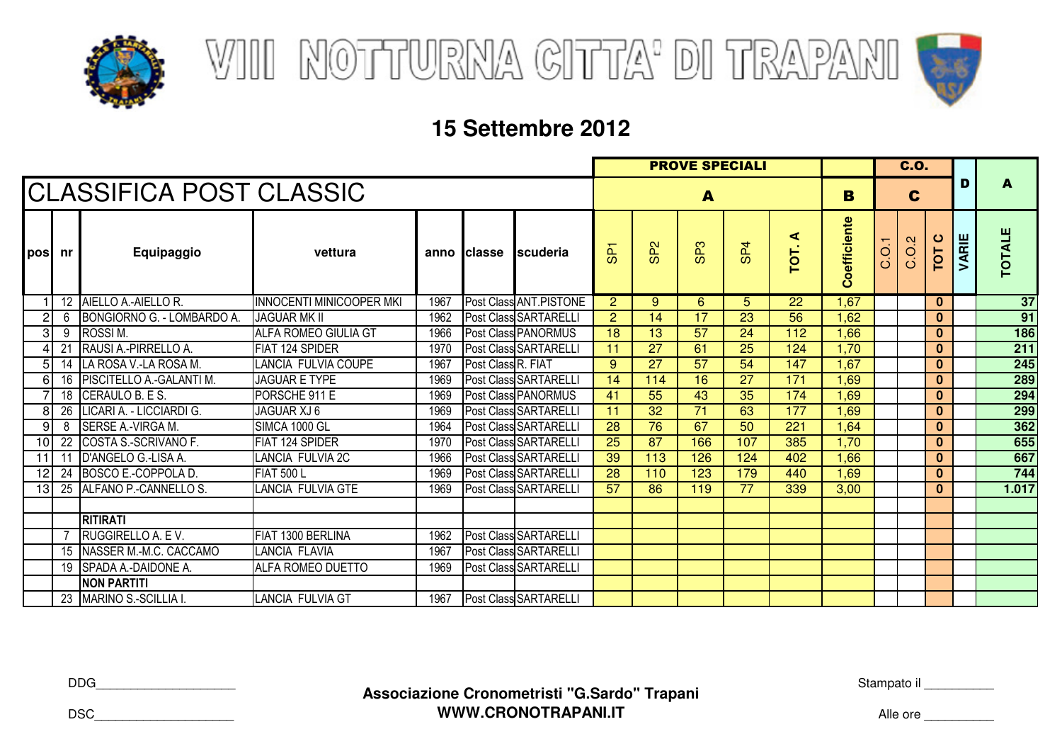# VIII NOTTURNA CITTA' DI TRAPANI

## 15 Settembre 2012

| | | | | | | | PROVE SPECIALI | | | | | | C.O. | | | | |
|---|---|---|---|---|---|---|---|---|---|---|---|---|---|---|---|---|---|
| CLASSIFICA POST CLASSIC | | | | | | | A | | | | | B | C | | | D | A |
| pos | nr | Equipaggio | vettura | anno | classe | scuderia | SP1 | SP2 | SP3 | SP4 | TOT. A | Coefficiente | C.O.1 | C.O.2 | TOT C | VARIE | TOTALE |
| 1 | 12 | AIELLO A.-AIELLO R. | INNOCENTI MINICOOPER MKI | 1967 | Post Class | ANT.PISTONE | 2 | 9 | 6 | 5 | 22 | 1,67 | | | 0 | | 37 |
| 2 | 6 | BONGIORNO G. - LOMBARDO A. | JAGUAR MK II | 1962 | Post Class | SARTARELLI | 2 | 14 | 17 | 23 | 56 | 1,62 | | | 0 | | 91 |
| 3 | 9 | ROSSI M. | ALFA ROMEO GIULIA GT | 1966 | Post Class | PANORMUS | 18 | 13 | 57 | 24 | 112 | 1,66 | | | 0 | | 186 |
| 4 | 21 | RAUSI A.-PIRRELLO A. | FIAT 124 SPIDER | 1970 | Post Class | SARTARELLI | 11 | 27 | 61 | 25 | 124 | 1,70 | | | 0 | | 211 |
| 5 | 14 | LA ROSA V.-LA ROSA M. | LANCIA FULVIA COUPE | 1967 | Post Class | R. FIAT | 9 | 27 | 57 | 54 | 147 | 1,67 | | | 0 | | 245 |
| 6 | 16 | PISCITELLO A.-GALANTI M. | JAGUAR E TYPE | 1969 | Post Class | SARTARELLI | 14 | 114 | 16 | 27 | 171 | 1,69 | | | 0 | | 289 |
| 7 | 18 | CERAULO B. E S. | PORSCHE 911 E | 1969 | Post Class | PANORMUS | 41 | 55 | 43 | 35 | 174 | 1,69 | | | 0 | | 294 |
| 8 | 26 | LICARI A. - LICCIARDI G. | JAGUAR XJ 6 | 1969 | Post Class | SARTARELLI | 11 | 32 | 71 | 63 | 177 | 1,69 | | | 0 | | 299 |
| 9 | 8 | SERSE A.-VIRGA M. | SIMCA 1000 GL | 1964 | Post Class | SARTARELLI | 28 | 76 | 67 | 50 | 221 | 1,64 | | | 0 | | 362 |
| 10 | 22 | COSTA S.-SCRIVANO F. | FIAT 124 SPIDER | 1970 | Post Class | SARTARELLI | 25 | 87 | 166 | 107 | 385 | 1,70 | | | 0 | | 655 |
| 11 | 11 | D'ANGELO G.-LISA A. | LANCIA FULVIA 2C | 1966 | Post Class | SARTARELLI | 39 | 113 | 126 | 124 | 402 | 1,66 | | | 0 | | 667 |
| 12 | 24 | BOSCO E.-COPPOLA D. | FIAT 500 L | 1969 | Post Class | SARTARELLI | 28 | 110 | 123 | 179 | 440 | 1,69 | | | 0 | | 744 |
| 13 | 25 | ALFANO P.-CANNELLO S. | LANCIA FULVIA GTE | 1969 | Post Class | SARTARELLI | 57 | 86 | 119 | 77 | 339 | 3,00 | | | 0 | | 1.017 |
| | | | | | | | | | | | | | | | | | |
| | | **RITIRATI** | | | | | | | | | | | | | | | |
| | 7 | RUGGIRELLO A. E V. | FIAT 1300 BERLINA | 1962 | Post Class | SARTARELLI | | | | | | | | | | | |
| | 15 | NASSER M.-M.C. CACCAMO | LANCIA FLAVIA | 1967 | Post Class | SARTARELLI | | | | | | | | | | | |
| | 19 | SPADA A.-DAIDONE A. | ALFA ROMEO DUETTO | 1969 | Post Class | SARTARELLI | | | | | | | | | | | |
| | | **NON PARTITI** | | | | | | | | | | | | | | | |
| | 23 | MARINO S.-SCILLIA I. | LANCIA FULVIA GT | 1967 | Post Class | SARTARELLI | | | | | | | | | | | |

DDG____________________

DSC____________________

**Associazione Cronometristi "G.Sardo" Trapani**
**WWW.CRONOTRAPANI.IT**

Stampato il __________

Alle ore __________